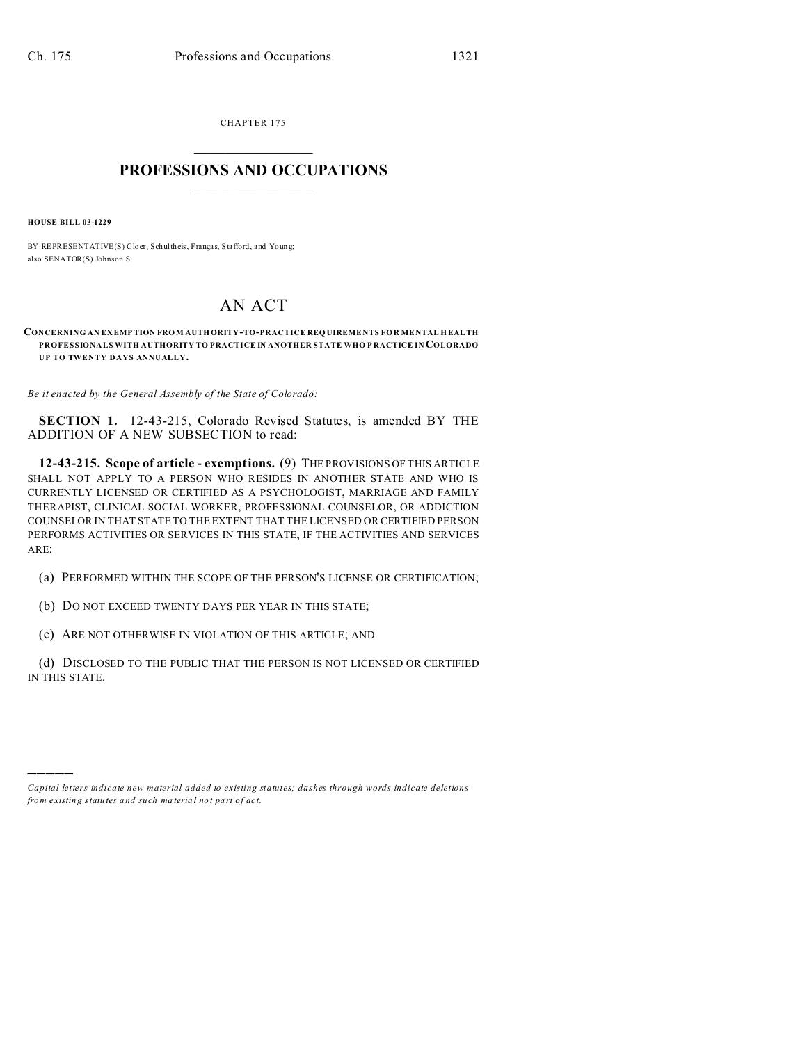CHAPTER 175

# PROFESSIONS AND OCCUPATIONS

**HOUSE BILL 03-1229**

BY REPRESENTATIVE(S) Cloer, Schultheis, Frangas, Stafford, and Young;
also SENATOR(S) Johnson S.

# AN ACT

**CONCERNING AN EXEMPTION FROM AUTHORITY-TO-PRACTICE REQUIREMENTS FOR MENTAL HEALTH PROFESSIONALS WITH AUTHORITY TO PRACTICE IN ANOTHER STATE WHO PRACTICE IN COLORADO UP TO TWENTY DAYS ANNUALLY.**

*Be it enacted by the General Assembly of the State of Colorado:*

**SECTION 1.** 12-43-215, Colorado Revised Statutes, is amended BY THE ADDITION OF A NEW SUBSECTION to read:

**12-43-215. Scope of article - exemptions.** (9) THE PROVISIONS OF THIS ARTICLE SHALL NOT APPLY TO A PERSON WHO RESIDES IN ANOTHER STATE AND WHO IS CURRENTLY LICENSED OR CERTIFIED AS A PSYCHOLOGIST, MARRIAGE AND FAMILY THERAPIST, CLINICAL SOCIAL WORKER, PROFESSIONAL COUNSELOR, OR ADDICTION COUNSELOR IN THAT STATE TO THE EXTENT THAT THE LICENSED OR CERTIFIED PERSON PERFORMS ACTIVITIES OR SERVICES IN THIS STATE, IF THE ACTIVITIES AND SERVICES ARE:

(a) PERFORMED WITHIN THE SCOPE OF THE PERSON'S LICENSE OR CERTIFICATION;

(b) DO NOT EXCEED TWENTY DAYS PER YEAR IN THIS STATE;

(c) ARE NOT OTHERWISE IN VIOLATION OF THIS ARTICLE; AND

(d) DISCLOSED TO THE PUBLIC THAT THE PERSON IS NOT LICENSED OR CERTIFIED IN THIS STATE.

---

*Capital letters indicate new material added to existing statutes; dashes through words indicate deletions from existing statutes and such material not part of act.*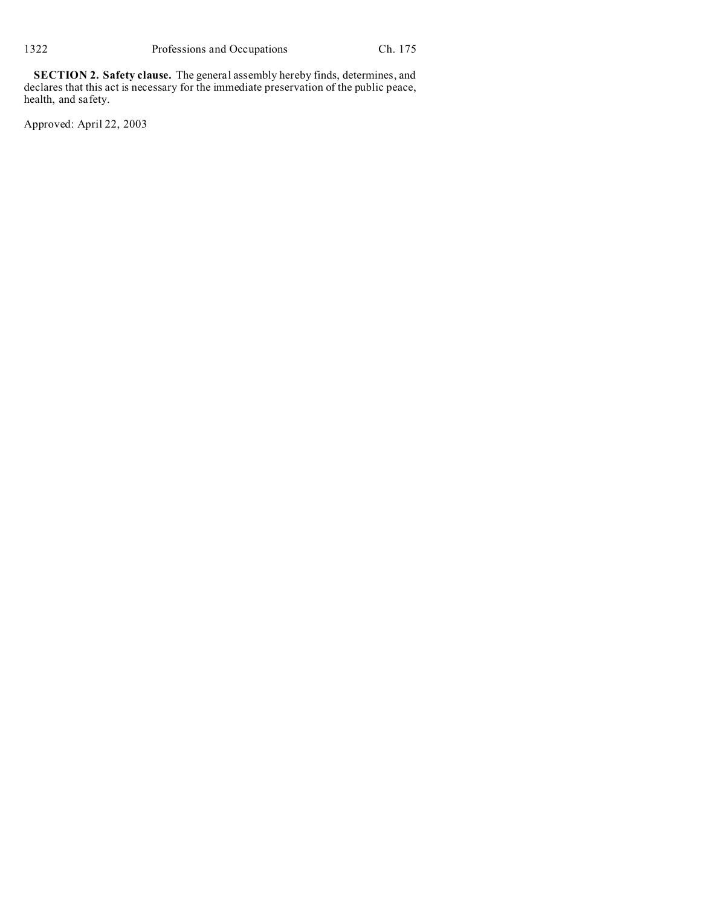**SECTION 2. Safety clause.** The general assembly hereby finds, determines, and declares that this act is necessary for the immediate preservation of the public peace, health, and safety.

Approved: April 22, 2003